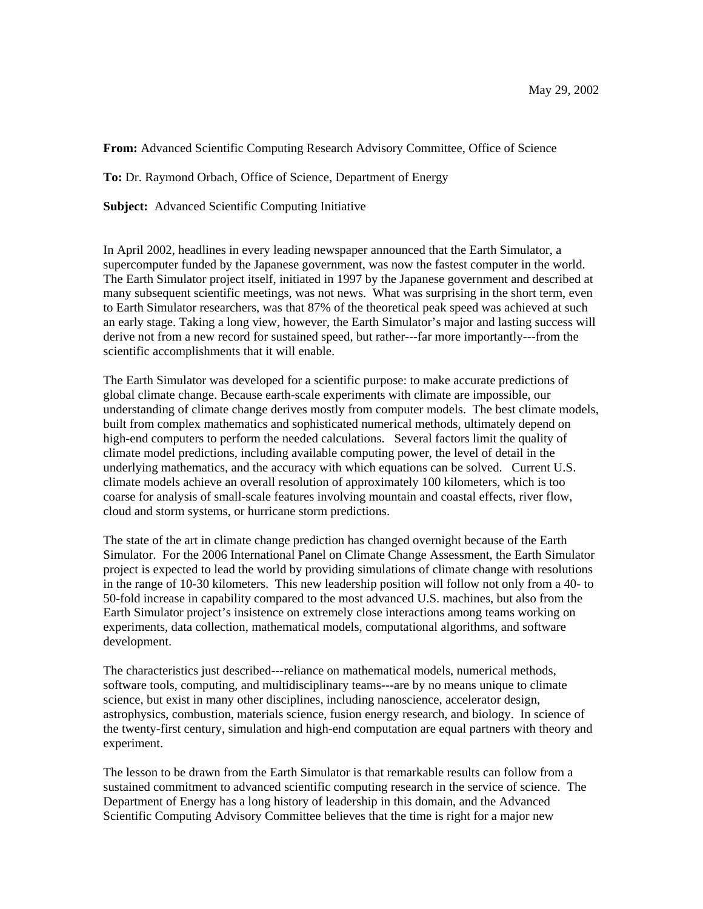May 29, 2002

**From:** Advanced Scientific Computing Research Advisory Committee, Office of Science

**To:** Dr. Raymond Orbach, Office of Science, Department of Energy

**Subject:** Advanced Scientific Computing Initiative

In April 2002, headlines in every leading newspaper announced that the Earth Simulator, a supercomputer funded by the Japanese government, was now the fastest computer in the world. The Earth Simulator project itself, initiated in 1997 by the Japanese government and described at many subsequent scientific meetings, was not news. What was surprising in the short term, even to Earth Simulator researchers, was that 87% of the theoretical peak speed was achieved at such an early stage. Taking a long view, however, the Earth Simulator's major and lasting success will derive not from a new record for sustained speed, but rather---far more importantly---from the scientific accomplishments that it will enable.

The Earth Simulator was developed for a scientific purpose: to make accurate predictions of global climate change. Because earth-scale experiments with climate are impossible, our understanding of climate change derives mostly from computer models. The best climate models, built from complex mathematics and sophisticated numerical methods, ultimately depend on high-end computers to perform the needed calculations. Several factors limit the quality of climate model predictions, including available computing power, the level of detail in the underlying mathematics, and the accuracy with which equations can be solved. Current U.S. climate models achieve an overall resolution of approximately 100 kilometers, which is too coarse for analysis of small-scale features involving mountain and coastal effects, river flow, cloud and storm systems, or hurricane storm predictions.

The state of the art in climate change prediction has changed overnight because of the Earth Simulator. For the 2006 International Panel on Climate Change Assessment, the Earth Simulator project is expected to lead the world by providing simulations of climate change with resolutions in the range of 10-30 kilometers. This new leadership position will follow not only from a 40- to 50-fold increase in capability compared to the most advanced U.S. machines, but also from the Earth Simulator project's insistence on extremely close interactions among teams working on experiments, data collection, mathematical models, computational algorithms, and software development.

The characteristics just described---reliance on mathematical models, numerical methods, software tools, computing, and multidisciplinary teams---are by no means unique to climate science, but exist in many other disciplines, including nanoscience, accelerator design, astrophysics, combustion, materials science, fusion energy research, and biology. In science of the twenty-first century, simulation and high-end computation are equal partners with theory and experiment.

The lesson to be drawn from the Earth Simulator is that remarkable results can follow from a sustained commitment to advanced scientific computing research in the service of science. The Department of Energy has a long history of leadership in this domain, and the Advanced Scientific Computing Advisory Committee believes that the time is right for a major new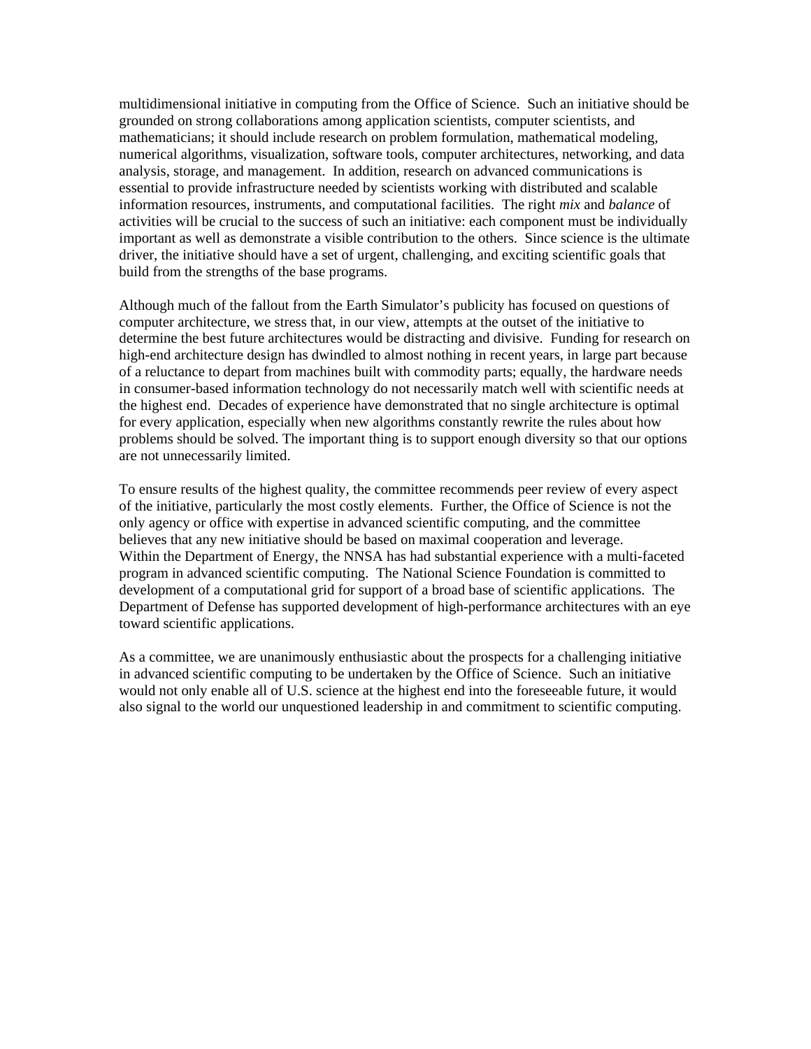multidimensional initiative in computing from the Office of Science. Such an initiative should be grounded on strong collaborations among application scientists, computer scientists, and mathematicians; it should include research on problem formulation, mathematical modeling, numerical algorithms, visualization, software tools, computer architectures, networking, and data analysis, storage, and management. In addition, research on advanced communications is essential to provide infrastructure needed by scientists working with distributed and scalable information resources, instruments, and computational facilities. The right *mix* and *balance* of activities will be crucial to the success of such an initiative: each component must be individually important as well as demonstrate a visible contribution to the others. Since science is the ultimate driver, the initiative should have a set of urgent, challenging, and exciting scientific goals that build from the strengths of the base programs.

Although much of the fallout from the Earth Simulator's publicity has focused on questions of computer architecture, we stress that, in our view, attempts at the outset of the initiative to determine the best future architectures would be distracting and divisive. Funding for research on high-end architecture design has dwindled to almost nothing in recent years, in large part because of a reluctance to depart from machines built with commodity parts; equally, the hardware needs in consumer-based information technology do not necessarily match well with scientific needs at the highest end. Decades of experience have demonstrated that no single architecture is optimal for every application, especially when new algorithms constantly rewrite the rules about how problems should be solved. The important thing is to support enough diversity so that our options are not unnecessarily limited.

To ensure results of the highest quality, the committee recommends peer review of every aspect of the initiative, particularly the most costly elements. Further, the Office of Science is not the only agency or office with expertise in advanced scientific computing, and the committee believes that any new initiative should be based on maximal cooperation and leverage. Within the Department of Energy, the NNSA has had substantial experience with a multi-faceted program in advanced scientific computing. The National Science Foundation is committed to development of a computational grid for support of a broad base of scientific applications. The Department of Defense has supported development of high-performance architectures with an eye toward scientific applications.

As a committee, we are unanimously enthusiastic about the prospects for a challenging initiative in advanced scientific computing to be undertaken by the Office of Science. Such an initiative would not only enable all of U.S. science at the highest end into the foreseeable future, it would also signal to the world our unquestioned leadership in and commitment to scientific computing.